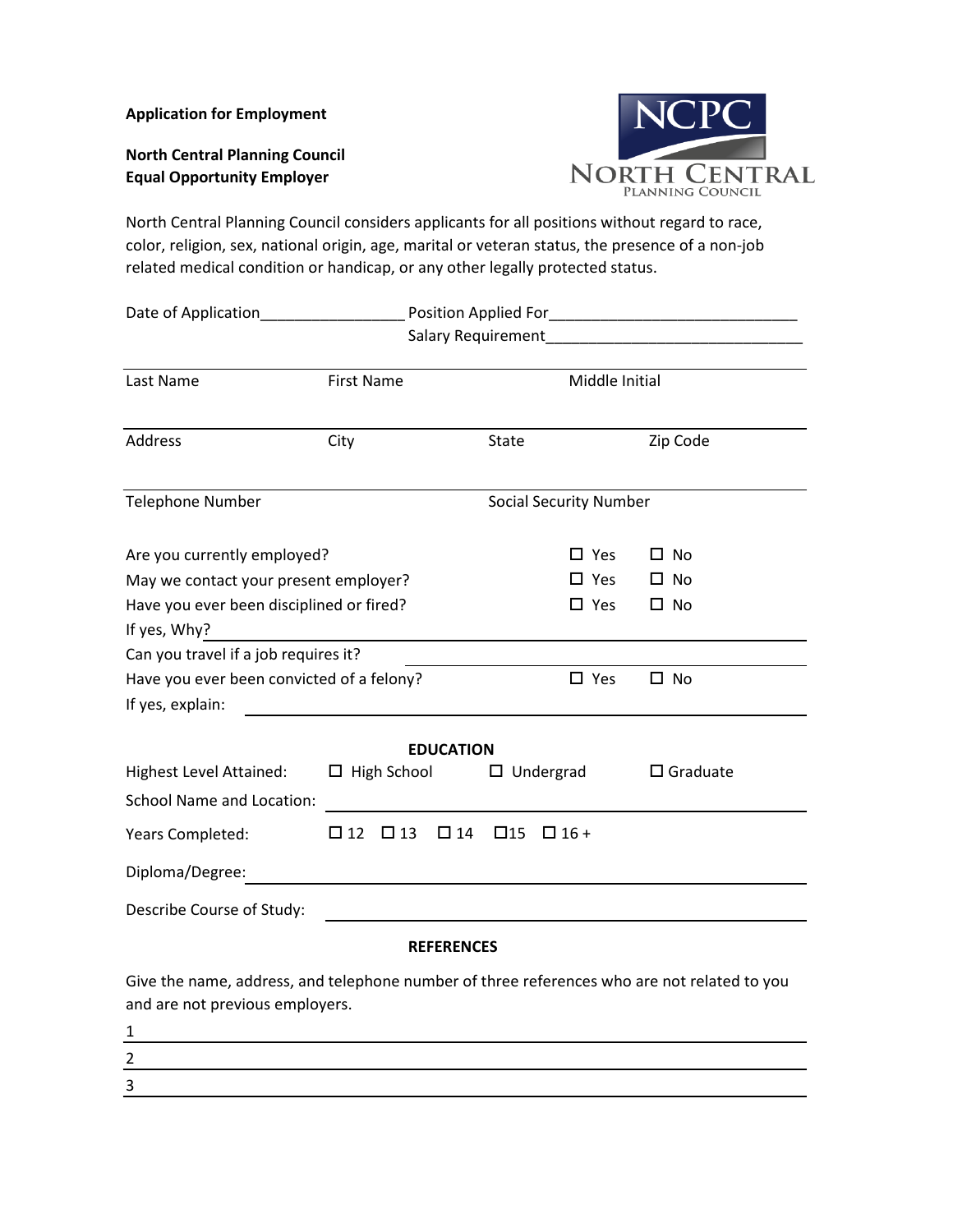**Application for Employment**

**North Central Planning Council**
**Equal Opportunity Employer**

NCPC
NORTH CENTRAL
PLANNING COUNCIL

North Central Planning Council considers applicants for all positions without regard to race, color, religion, sex, national origin, age, marital or veteran status, the presence of a non-job related medical condition or handicap, or any other legally protected status.

Date of Application_________________ Position Applied For_____________________________
Salary Requirement______________________________

| Last Name | First Name | | Middle Initial |
|---|---|---|---|
| | | | |
| Address | City | State | Zip Code |
| | | | |
| Telephone Number | | Social Security Number | |
| | | | |

Are you currently employed? ☐ Yes ☐ No

May we contact your present employer? ☐ Yes ☐ No

Have you ever been disciplined or fired? ☐ Yes ☐ No

If yes, Why? ________________________________________________

Can you travel if a job requires it? ________________________________

Have you ever been convicted of a felony? ☐ Yes ☐ No

If yes, explain: ________________________________________________

**EDUCATION**

Highest Level Attained: ☐ High School ☐ Undergrad ☐ Graduate

School Name and Location: ________________________________________

Years Completed: ☐ 12 ☐ 13 ☐ 14 ☐ 15 ☐ 16 +

Diploma/Degree: ________________________________________________

Describe Course of Study: ________________________________________

**REFERENCES**

Give the name, address, and telephone number of three references who are not related to you and are not previous employers.

1 ________________________________________________________________

2 ________________________________________________________________

3 ________________________________________________________________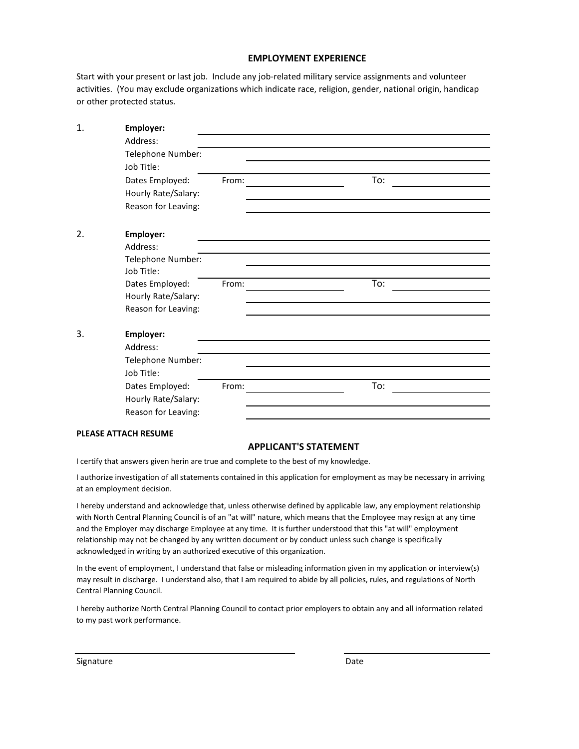## EMPLOYMENT EXPERIENCE

Start with your present or last job. Include any job-related military service assignments and volunteer activities. (You may exclude organizations which indicate race, religion, gender, national origin, handicap or other protected status.

1. **Employer:** ____________________
   Address: ____________________
   Telephone Number: ____________________
   Job Title: ____________________
   Dates Employed: From: __________ To: __________
   Hourly Rate/Salary: ____________________
   Reason for Leaving: ____________________

2. **Employer:** ____________________
   Address: ____________________
   Telephone Number: ____________________
   Job Title: ____________________
   Dates Employed: From: __________ To: __________
   Hourly Rate/Salary: ____________________
   Reason for Leaving: ____________________

3. **Employer:** ____________________
   Address: ____________________
   Telephone Number: ____________________
   Job Title: ____________________
   Dates Employed: From: __________ To: __________
   Hourly Rate/Salary: ____________________
   Reason for Leaving: ____________________

**PLEASE ATTACH RESUME**

## APPLICANT'S STATEMENT

I certify that answers given herin are true and complete to the best of my knowledge.

I authorize investigation of all statements contained in this application for employment as may be necessary in arriving at an employment decision.

I hereby understand and acknowledge that, unless otherwise defined by applicable law, any employment relationship with North Central Planning Council is of an "at will" nature, which means that the Employee may resign at any time and the Employer may discharge Employee at any time. It is further understood that this "at will" employment relationship may not be changed by any written document or by conduct unless such change is specifically acknowledged in writing by an authorized executive of this organization.

In the event of employment, I understand that false or misleading information given in my application or interview(s) may result in discharge. I understand also, that I am required to abide by all policies, rules, and regulations of North Central Planning Council.

I hereby authorize North Central Planning Council to contact prior employers to obtain any and all information related to my past work performance.

____________________ ____________________

Signature Date